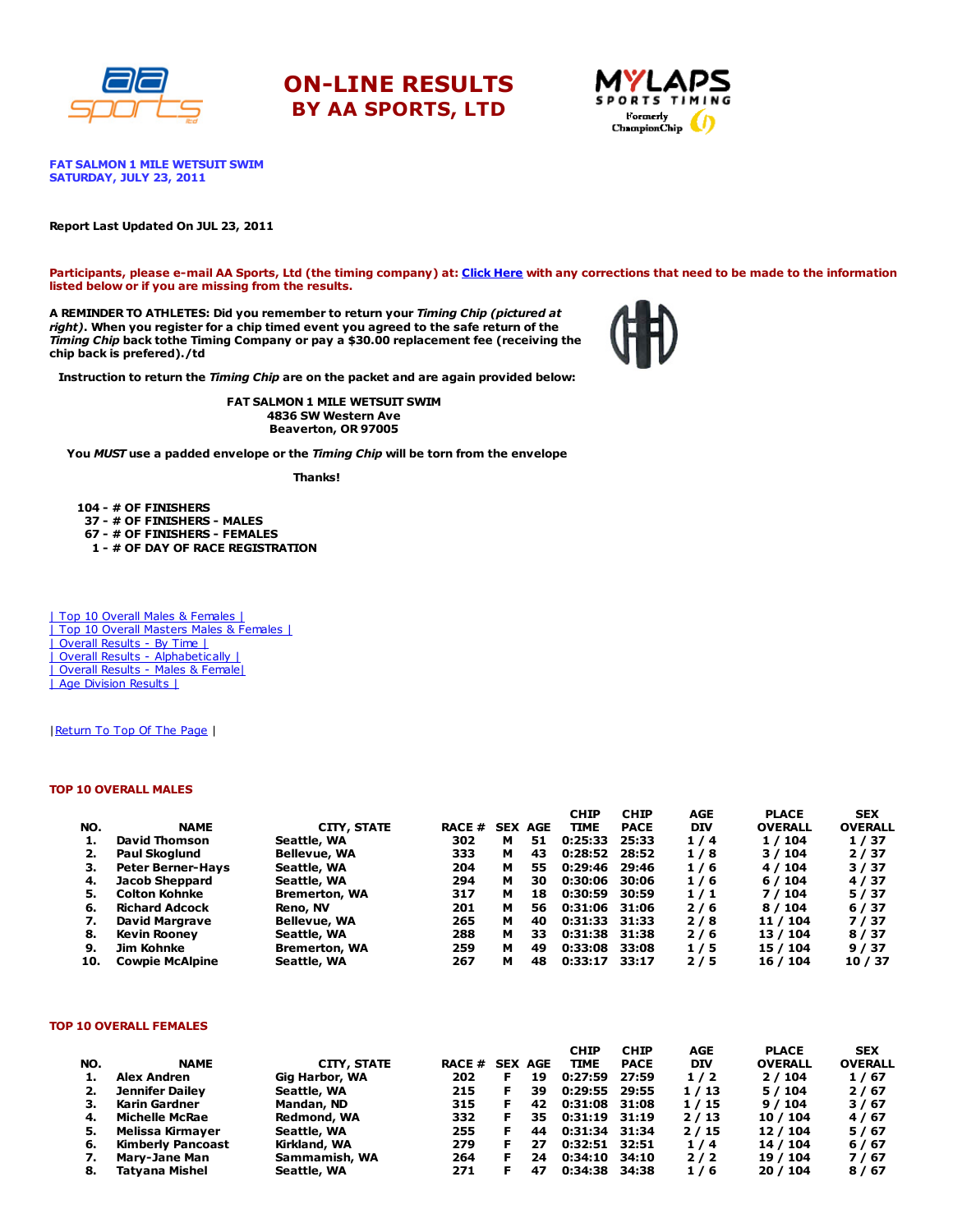# ON-LINE RESULTS
## BY AA SPORTS, LTD

**FAT SALMON 1 MILE WETSUIT SWIM**
**SATURDAY, JULY 23, 2011**

**Report Last Updated On JUL 23, 2011**

**Participants, please e-mail AA Sports, Ltd (the timing company) at: Click Here with any corrections that need to be made to the information listed below or if you are missing from the results.**

**A REMINDER TO ATHLETES: Did you remember to return your *Timing Chip (pictured at right)*. When you register for a chip timed event you agreed to the safe return of the *Timing Chip* back tothe Timing Company or pay a $30.00 replacement fee (receiving the chip back is prefered)./td**

**Instruction to return the *Timing Chip* are on the packet and are again provided below:**

**FAT SALMON 1 MILE WETSUIT SWIM**
**4836 SW Western Ave**
**Beaverton, OR 97005**

**You *MUST* use a padded envelope or the *Timing Chip* will be torn from the envelope**

**Thanks!**

**104 - # OF FINISHERS**
**37 - # OF FINISHERS - MALES**
**67 - # OF FINISHERS - FEMALES**
**1 - # OF DAY OF RACE REGISTRATION**

| Top 10 Overall Males & Females |
| Top 10 Overall Masters Males & Females |
| Overall Results - By Time |
| Overall Results - Alphabetically |
| Overall Results - Males & Female|
| Age Division Results |

|Return To Top Of The Page |

### TOP 10 OVERALL MALES

| NO. | NAME | CITY, STATE | RACE # | SEX | AGE | CHIP TIME | CHIP PACE | AGE DIV | PLACE OVERALL | SEX OVERALL |
|---|---|---|---|---|---|---|---|---|---|---|
| 1. | David Thomson | Seattle, WA | 302 | M | 51 | 0:25:33 | 25:33 | 1 / 4 | 1 / 104 | 1 / 37 |
| 2. | Paul Skoglund | Bellevue, WA | 333 | M | 43 | 0:28:52 | 28:52 | 1 / 8 | 3 / 104 | 2 / 37 |
| 3. | Peter Berner-Hays | Seattle, WA | 204 | M | 55 | 0:29:46 | 29:46 | 1 / 6 | 4 / 104 | 3 / 37 |
| 4. | Jacob Sheppard | Seattle, WA | 294 | M | 30 | 0:30:06 | 30:06 | 1 / 6 | 6 / 104 | 4 / 37 |
| 5. | Colton Kohnke | Bremerton, WA | 317 | M | 18 | 0:30:59 | 30:59 | 1 / 1 | 7 / 104 | 5 / 37 |
| 6. | Richard Adcock | Reno, NV | 201 | M | 56 | 0:31:06 | 31:06 | 2 / 6 | 8 / 104 | 6 / 37 |
| 7. | David Margrave | Bellevue, WA | 265 | M | 40 | 0:31:33 | 31:33 | 2 / 8 | 11 / 104 | 7 / 37 |
| 8. | Kevin Rooney | Seattle, WA | 288 | M | 33 | 0:31:38 | 31:38 | 2 / 6 | 13 / 104 | 8 / 37 |
| 9. | Jim Kohnke | Bremerton, WA | 259 | M | 49 | 0:33:08 | 33:08 | 1 / 5 | 15 / 104 | 9 / 37 |
| 10. | Cowpie McAlpine | Seattle, WA | 267 | M | 48 | 0:33:17 | 33:17 | 2 / 5 | 16 / 104 | 10 / 37 |

### TOP 10 OVERALL FEMALES

| NO. | NAME | CITY, STATE | RACE # | SEX | AGE | CHIP TIME | CHIP PACE | AGE DIV | PLACE OVERALL | SEX OVERALL |
|---|---|---|---|---|---|---|---|---|---|---|
| 1. | Alex Andren | Gig Harbor, WA | 202 | F | 19 | 0:27:59 | 27:59 | 1 / 2 | 2 / 104 | 1 / 67 |
| 2. | Jennifer Dailey | Seattle, WA | 215 | F | 39 | 0:29:55 | 29:55 | 1 / 13 | 5 / 104 | 2 / 67 |
| 3. | Karin Gardner | Mandan, ND | 315 | F | 42 | 0:31:08 | 31:08 | 1 / 15 | 9 / 104 | 3 / 67 |
| 4. | Michelle McRae | Redmond, WA | 332 | F | 35 | 0:31:19 | 31:19 | 2 / 13 | 10 / 104 | 4 / 67 |
| 5. | Melissa Kirmayer | Seattle, WA | 255 | F | 44 | 0:31:34 | 31:34 | 2 / 15 | 12 / 104 | 5 / 67 |
| 6. | Kimberly Pancoast | Kirkland, WA | 279 | F | 27 | 0:32:51 | 32:51 | 1 / 4 | 14 / 104 | 6 / 67 |
| 7. | Mary-Jane Man | Sammamish, WA | 264 | F | 24 | 0:34:10 | 34:10 | 2 / 2 | 19 / 104 | 7 / 67 |
| 8. | Tatyana Mishel | Seattle, WA | 271 | F | 47 | 0:34:38 | 34:38 | 1 / 6 | 20 / 104 | 8 / 67 |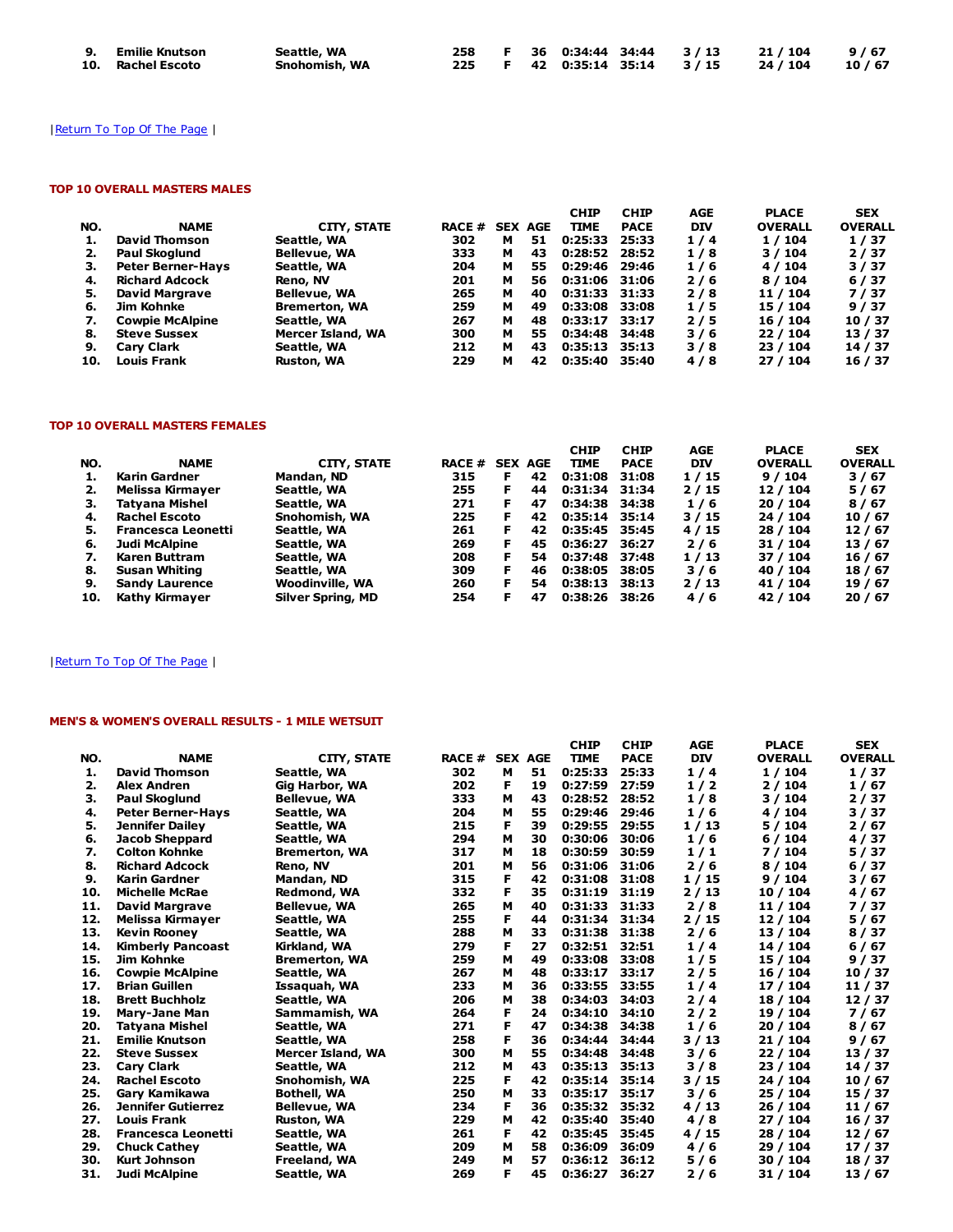| | | | | | | | | | | |
|---|---|---|---|---|---|---|---|---|---|---|
| 9. | Emilie Knutson | Seattle, WA | 258 | F | 36 | 0:34:44 | 34:44 | 3 / 13 | 21 / 104 | 9 / 67 |
| 10. | Rachel Escoto | Snohomish, WA | 225 | F | 42 | 0:35:14 | 35:14 | 3 / 15 | 24 / 104 | 10 / 67 |

| [Return To Top Of The Page](#) |

#### TOP 10 OVERALL MASTERS MALES

| NO. | NAME | CITY, STATE | RACE # | SEX | AGE | CHIP TIME | CHIP PACE | AGE DIV | PLACE OVERALL | SEX OVERALL |
|---|---|---|---|---|---|---|---|---|---|---|
| 1. | David Thomson | Seattle, WA | 302 | M | 51 | 0:25:33 | 25:33 | 1 / 4 | 1 / 104 | 1 / 37 |
| 2. | Paul Skoglund | Bellevue, WA | 333 | M | 43 | 0:28:52 | 28:52 | 1 / 8 | 3 / 104 | 2 / 37 |
| 3. | Peter Berner-Hays | Seattle, WA | 204 | M | 55 | 0:29:46 | 29:46 | 1 / 6 | 4 / 104 | 3 / 37 |
| 4. | Richard Adcock | Reno, NV | 201 | M | 56 | 0:31:06 | 31:06 | 2 / 6 | 8 / 104 | 6 / 37 |
| 5. | David Margrave | Bellevue, WA | 265 | M | 40 | 0:31:33 | 31:33 | 2 / 8 | 11 / 104 | 7 / 37 |
| 6. | Jim Kohnke | Bremerton, WA | 259 | M | 49 | 0:33:08 | 33:08 | 1 / 5 | 15 / 104 | 9 / 37 |
| 7. | Cowpie McAlpine | Seattle, WA | 267 | M | 48 | 0:33:17 | 33:17 | 2 / 5 | 16 / 104 | 10 / 37 |
| 8. | Steve Sussex | Mercer Island, WA | 300 | M | 55 | 0:34:48 | 34:48 | 3 / 6 | 22 / 104 | 13 / 37 |
| 9. | Cary Clark | Seattle, WA | 212 | M | 43 | 0:35:13 | 35:13 | 3 / 8 | 23 / 104 | 14 / 37 |
| 10. | Louis Frank | Ruston, WA | 229 | M | 42 | 0:35:40 | 35:40 | 4 / 8 | 27 / 104 | 16 / 37 |

#### TOP 10 OVERALL MASTERS FEMALES

| NO. | NAME | CITY, STATE | RACE # | SEX | AGE | CHIP TIME | CHIP PACE | AGE DIV | PLACE OVERALL | SEX OVERALL |
|---|---|---|---|---|---|---|---|---|---|---|
| 1. | Karin Gardner | Mandan, ND | 315 | F | 42 | 0:31:08 | 31:08 | 1 / 15 | 9 / 104 | 3 / 67 |
| 2. | Melissa Kirmayer | Seattle, WA | 255 | F | 44 | 0:31:34 | 31:34 | 2 / 15 | 12 / 104 | 5 / 67 |
| 3. | Tatyana Mishel | Seattle, WA | 271 | F | 47 | 0:34:38 | 34:38 | 1 / 6 | 20 / 104 | 8 / 67 |
| 4. | Rachel Escoto | Snohomish, WA | 225 | F | 42 | 0:35:14 | 35:14 | 3 / 15 | 24 / 104 | 10 / 67 |
| 5. | Francesca Leonetti | Seattle, WA | 261 | F | 42 | 0:35:45 | 35:45 | 4 / 15 | 28 / 104 | 12 / 67 |
| 6. | Judi McAlpine | Seattle, WA | 269 | F | 45 | 0:36:27 | 36:27 | 2 / 6 | 31 / 104 | 13 / 67 |
| 7. | Karen Buttram | Seattle, WA | 208 | F | 54 | 0:37:48 | 37:48 | 1 / 13 | 37 / 104 | 16 / 67 |
| 8. | Susan Whiting | Seattle, WA | 309 | F | 46 | 0:38:05 | 38:05 | 3 / 6 | 40 / 104 | 18 / 67 |
| 9. | Sandy Laurence | Woodinville, WA | 260 | F | 54 | 0:38:13 | 38:13 | 2 / 13 | 41 / 104 | 19 / 67 |
| 10. | Kathy Kirmayer | Silver Spring, MD | 254 | F | 47 | 0:38:26 | 38:26 | 4 / 6 | 42 / 104 | 20 / 67 |

| [Return To Top Of The Page](#) |

#### MEN'S & WOMEN'S OVERALL RESULTS - 1 MILE WETSUIT

| NO. | NAME | CITY, STATE | RACE # | SEX | AGE | CHIP TIME | CHIP PACE | AGE DIV | PLACE OVERALL | SEX OVERALL |
|---|---|---|---|---|---|---|---|---|---|---|
| 1. | David Thomson | Seattle, WA | 302 | M | 51 | 0:25:33 | 25:33 | 1 / 4 | 1 / 104 | 1 / 37 |
| 2. | Alex Andren | Gig Harbor, WA | 202 | F | 19 | 0:27:59 | 27:59 | 1 / 2 | 2 / 104 | 1 / 67 |
| 3. | Paul Skoglund | Bellevue, WA | 333 | M | 43 | 0:28:52 | 28:52 | 1 / 8 | 3 / 104 | 2 / 37 |
| 4. | Peter Berner-Hays | Seattle, WA | 204 | M | 55 | 0:29:46 | 29:46 | 1 / 6 | 4 / 104 | 3 / 37 |
| 5. | Jennifer Dailey | Seattle, WA | 215 | F | 39 | 0:29:55 | 29:55 | 1 / 13 | 5 / 104 | 2 / 67 |
| 6. | Jacob Sheppard | Seattle, WA | 294 | M | 30 | 0:30:06 | 30:06 | 1 / 6 | 6 / 104 | 4 / 37 |
| 7. | Colton Kohnke | Bremerton, WA | 317 | M | 18 | 0:30:59 | 30:59 | 1 / 1 | 7 / 104 | 5 / 37 |
| 8. | Richard Adcock | Reno, NV | 201 | M | 56 | 0:31:06 | 31:06 | 2 / 6 | 8 / 104 | 6 / 37 |
| 9. | Karin Gardner | Mandan, ND | 315 | F | 42 | 0:31:08 | 31:08 | 1 / 15 | 9 / 104 | 3 / 67 |
| 10. | Michelle McRae | Redmond, WA | 332 | F | 35 | 0:31:19 | 31:19 | 2 / 13 | 10 / 104 | 4 / 67 |
| 11. | David Margrave | Bellevue, WA | 265 | M | 40 | 0:31:33 | 31:33 | 2 / 8 | 11 / 104 | 7 / 37 |
| 12. | Melissa Kirmayer | Seattle, WA | 255 | F | 44 | 0:31:34 | 31:34 | 2 / 15 | 12 / 104 | 5 / 67 |
| 13. | Kevin Rooney | Seattle, WA | 288 | M | 33 | 0:31:38 | 31:38 | 2 / 6 | 13 / 104 | 8 / 37 |
| 14. | Kimberly Pancoast | Kirkland, WA | 279 | F | 27 | 0:32:51 | 32:51 | 1 / 4 | 14 / 104 | 6 / 67 |
| 15. | Jim Kohnke | Bremerton, WA | 259 | M | 49 | 0:33:08 | 33:08 | 1 / 5 | 15 / 104 | 9 / 37 |
| 16. | Cowpie McAlpine | Seattle, WA | 267 | M | 48 | 0:33:17 | 33:17 | 2 / 5 | 16 / 104 | 10 / 37 |
| 17. | Brian Guillen | Issaquah, WA | 233 | M | 36 | 0:33:55 | 33:55 | 1 / 4 | 17 / 104 | 11 / 37 |
| 18. | Brett Buchholz | Seattle, WA | 206 | M | 38 | 0:34:03 | 34:03 | 2 / 4 | 18 / 104 | 12 / 37 |
| 19. | Mary-Jane Man | Sammamish, WA | 264 | F | 24 | 0:34:10 | 34:10 | 2 / 2 | 19 / 104 | 7 / 67 |
| 20. | Tatyana Mishel | Seattle, WA | 271 | F | 47 | 0:34:38 | 34:38 | 1 / 6 | 20 / 104 | 8 / 67 |
| 21. | Emilie Knutson | Seattle, WA | 258 | F | 36 | 0:34:44 | 34:44 | 3 / 13 | 21 / 104 | 9 / 67 |
| 22. | Steve Sussex | Mercer Island, WA | 300 | M | 55 | 0:34:48 | 34:48 | 3 / 6 | 22 / 104 | 13 / 37 |
| 23. | Cary Clark | Seattle, WA | 212 | M | 43 | 0:35:13 | 35:13 | 3 / 8 | 23 / 104 | 14 / 37 |
| 24. | Rachel Escoto | Snohomish, WA | 225 | F | 42 | 0:35:14 | 35:14 | 3 / 15 | 24 / 104 | 10 / 67 |
| 25. | Gary Kamikawa | Bothell, WA | 250 | M | 33 | 0:35:17 | 35:17 | 3 / 6 | 25 / 104 | 15 / 37 |
| 26. | Jennifer Gutierrez | Bellevue, WA | 234 | F | 36 | 0:35:32 | 35:32 | 4 / 13 | 26 / 104 | 11 / 67 |
| 27. | Louis Frank | Ruston, WA | 229 | M | 42 | 0:35:40 | 35:40 | 4 / 8 | 27 / 104 | 16 / 37 |
| 28. | Francesca Leonetti | Seattle, WA | 261 | F | 42 | 0:35:45 | 35:45 | 4 / 15 | 28 / 104 | 12 / 67 |
| 29. | Chuck Cathey | Seattle, WA | 209 | M | 58 | 0:36:09 | 36:09 | 4 / 6 | 29 / 104 | 17 / 37 |
| 30. | Kurt Johnson | Freeland, WA | 249 | M | 57 | 0:36:12 | 36:12 | 5 / 6 | 30 / 104 | 18 / 37 |
| 31. | Judi McAlpine | Seattle, WA | 269 | F | 45 | 0:36:27 | 36:27 | 2 / 6 | 31 / 104 | 13 / 67 |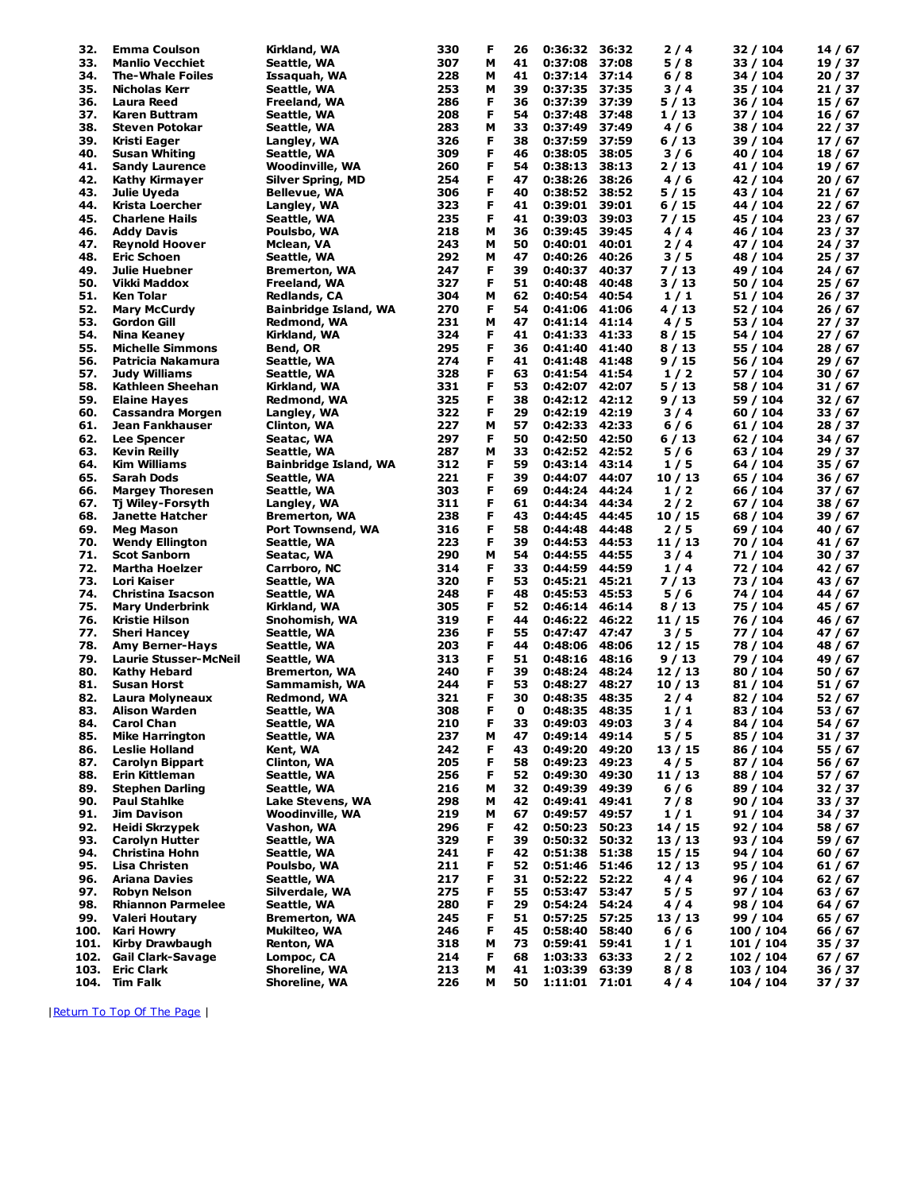| | | | | | | | | | | |
|---|---|---|---|---|---|---|---|---|---|---|
| 32. | Emma Coulson | Kirkland, WA | 330 | F | 26 | 0:36:32 | 36:32 | 2 / 4 | 32 / 104 | 14 / 67 |
| 33. | Manlio Vecchiet | Seattle, WA | 307 | M | 41 | 0:37:08 | 37:08 | 5 / 8 | 33 / 104 | 19 / 37 |
| 34. | The-Whale Foiles | Issaquah, WA | 228 | M | 41 | 0:37:14 | 37:14 | 6 / 8 | 34 / 104 | 20 / 37 |
| 35. | Nicholas Kerr | Seattle, WA | 253 | M | 39 | 0:37:35 | 37:35 | 3 / 4 | 35 / 104 | 21 / 37 |
| 36. | Laura Reed | Freeland, WA | 286 | F | 36 | 0:37:39 | 37:39 | 5 / 13 | 36 / 104 | 15 / 67 |
| 37. | Karen Buttram | Seattle, WA | 208 | F | 54 | 0:37:48 | 37:48 | 1 / 13 | 37 / 104 | 16 / 67 |
| 38. | Steven Potokar | Seattle, WA | 283 | M | 33 | 0:37:49 | 37:49 | 4 / 6 | 38 / 104 | 22 / 37 |
| 39. | Kristi Eager | Langley, WA | 326 | F | 38 | 0:37:59 | 37:59 | 6 / 13 | 39 / 104 | 17 / 67 |
| 40. | Susan Whiting | Seattle, WA | 309 | F | 46 | 0:38:05 | 38:05 | 3 / 6 | 40 / 104 | 18 / 67 |
| 41. | Sandy Laurence | Woodinville, WA | 260 | F | 54 | 0:38:13 | 38:13 | 2 / 13 | 41 / 104 | 19 / 67 |
| 42. | Kathy Kirmayer | Silver Spring, MD | 254 | F | 47 | 0:38:26 | 38:26 | 4 / 6 | 42 / 104 | 20 / 67 |
| 43. | Julie Uyeda | Bellevue, WA | 306 | F | 40 | 0:38:52 | 38:52 | 5 / 15 | 43 / 104 | 21 / 67 |
| 44. | Krista Loercher | Langley, WA | 323 | F | 41 | 0:39:01 | 39:01 | 6 / 15 | 44 / 104 | 22 / 67 |
| 45. | Charlene Hails | Seattle, WA | 235 | F | 41 | 0:39:03 | 39:03 | 7 / 15 | 45 / 104 | 23 / 67 |
| 46. | Addy Davis | Poulsbo, WA | 218 | M | 36 | 0:39:45 | 39:45 | 4 / 4 | 46 / 104 | 23 / 37 |
| 47. | Reynold Hoover | Mclean, VA | 243 | M | 50 | 0:40:01 | 40:01 | 2 / 4 | 47 / 104 | 24 / 37 |
| 48. | Eric Schoen | Seattle, WA | 292 | M | 47 | 0:40:26 | 40:26 | 3 / 5 | 48 / 104 | 25 / 37 |
| 49. | Julie Huebner | Bremerton, WA | 247 | F | 39 | 0:40:37 | 40:37 | 7 / 13 | 49 / 104 | 24 / 67 |
| 50. | Vikki Maddox | Freeland, WA | 327 | F | 51 | 0:40:48 | 40:48 | 3 / 13 | 50 / 104 | 25 / 67 |
| 51. | Ken Tolar | Redlands, CA | 304 | M | 62 | 0:40:54 | 40:54 | 1 / 1 | 51 / 104 | 26 / 37 |
| 52. | Mary McCurdy | Bainbridge Island, WA | 270 | F | 54 | 0:41:06 | 41:06 | 4 / 13 | 52 / 104 | 26 / 67 |
| 53. | Gordon Gill | Redmond, WA | 231 | M | 47 | 0:41:14 | 41:14 | 4 / 5 | 53 / 104 | 27 / 37 |
| 54. | Nina Keaney | Kirkland, WA | 324 | F | 41 | 0:41:33 | 41:33 | 8 / 15 | 54 / 104 | 27 / 67 |
| 55. | Michelle Simmons | Bend, OR | 295 | F | 36 | 0:41:40 | 41:40 | 8 / 13 | 55 / 104 | 28 / 67 |
| 56. | Patricia Nakamura | Seattle, WA | 274 | F | 41 | 0:41:48 | 41:48 | 9 / 15 | 56 / 104 | 29 / 67 |
| 57. | Judy Williams | Seattle, WA | 328 | F | 63 | 0:41:54 | 41:54 | 1 / 2 | 57 / 104 | 30 / 67 |
| 58. | Kathleen Sheehan | Kirkland, WA | 331 | F | 53 | 0:42:07 | 42:07 | 5 / 13 | 58 / 104 | 31 / 67 |
| 59. | Elaine Hayes | Redmond, WA | 325 | F | 38 | 0:42:12 | 42:12 | 9 / 13 | 59 / 104 | 32 / 67 |
| 60. | Cassandra Morgen | Langley, WA | 322 | F | 29 | 0:42:19 | 42:19 | 3 / 4 | 60 / 104 | 33 / 67 |
| 61. | Jean Fankhauser | Clinton, WA | 227 | M | 57 | 0:42:33 | 42:33 | 6 / 6 | 61 / 104 | 28 / 37 |
| 62. | Lee Spencer | Seatac, WA | 297 | F | 50 | 0:42:50 | 42:50 | 6 / 13 | 62 / 104 | 34 / 67 |
| 63. | Kevin Reilly | Seattle, WA | 287 | M | 33 | 0:42:52 | 42:52 | 5 / 6 | 63 / 104 | 29 / 37 |
| 64. | Kim Williams | Bainbridge Island, WA | 312 | F | 59 | 0:43:14 | 43:14 | 1 / 5 | 64 / 104 | 35 / 67 |
| 65. | Sarah Dods | Seattle, WA | 221 | F | 39 | 0:44:07 | 44:07 | 10 / 13 | 65 / 104 | 36 / 67 |
| 66. | Margey Thoresen | Seattle, WA | 303 | F | 69 | 0:44:24 | 44:24 | 1 / 2 | 66 / 104 | 37 / 67 |
| 67. | Tj Wiley-Forsyth | Langley, WA | 311 | F | 61 | 0:44:34 | 44:34 | 2 / 2 | 67 / 104 | 38 / 67 |
| 68. | Janette Hatcher | Bremerton, WA | 238 | F | 43 | 0:44:45 | 44:45 | 10 / 15 | 68 / 104 | 39 / 67 |
| 69. | Meg Mason | Port Townsend, WA | 316 | F | 58 | 0:44:48 | 44:48 | 2 / 5 | 69 / 104 | 40 / 67 |
| 70. | Wendy Ellington | Seattle, WA | 223 | F | 39 | 0:44:53 | 44:53 | 11 / 13 | 70 / 104 | 41 / 67 |
| 71. | Scot Sanborn | Seatac, WA | 290 | M | 54 | 0:44:55 | 44:55 | 3 / 4 | 71 / 104 | 30 / 37 |
| 72. | Martha Hoelzer | Carrboro, NC | 314 | F | 33 | 0:44:59 | 44:59 | 1 / 4 | 72 / 104 | 42 / 67 |
| 73. | Lori Kaiser | Seattle, WA | 320 | F | 53 | 0:45:21 | 45:21 | 7 / 13 | 73 / 104 | 43 / 67 |
| 74. | Christina Isacson | Seattle, WA | 248 | F | 48 | 0:45:53 | 45:53 | 5 / 6 | 74 / 104 | 44 / 67 |
| 75. | Mary Underbrink | Kirkland, WA | 305 | F | 52 | 0:46:14 | 46:14 | 8 / 13 | 75 / 104 | 45 / 67 |
| 76. | Kristie Hilson | Snohomish, WA | 319 | F | 44 | 0:46:22 | 46:22 | 11 / 15 | 76 / 104 | 46 / 67 |
| 77. | Sheri Hancey | Seattle, WA | 236 | F | 55 | 0:47:47 | 47:47 | 3 / 5 | 77 / 104 | 47 / 67 |
| 78. | Amy Berner-Hays | Seattle, WA | 203 | F | 44 | 0:48:06 | 48:06 | 12 / 15 | 78 / 104 | 48 / 67 |
| 79. | Laurie Stusser-McNeil | Seattle, WA | 313 | F | 51 | 0:48:16 | 48:16 | 9 / 13 | 79 / 104 | 49 / 67 |
| 80. | Kathy Hebard | Bremerton, WA | 240 | F | 39 | 0:48:24 | 48:24 | 12 / 13 | 80 / 104 | 50 / 67 |
| 81. | Susan Horst | Sammamish, WA | 244 | F | 53 | 0:48:27 | 48:27 | 10 / 13 | 81 / 104 | 51 / 67 |
| 82. | Laura Molyneaux | Redmond, WA | 321 | F | 30 | 0:48:35 | 48:35 | 2 / 4 | 82 / 104 | 52 / 67 |
| 83. | Alison Warden | Seattle, WA | 308 | F | 0 | 0:48:35 | 48:35 | 1 / 1 | 83 / 104 | 53 / 67 |
| 84. | Carol Chan | Seattle, WA | 210 | F | 33 | 0:49:03 | 49:03 | 3 / 4 | 84 / 104 | 54 / 67 |
| 85. | Mike Harrington | Seattle, WA | 237 | M | 47 | 0:49:14 | 49:14 | 5 / 5 | 85 / 104 | 31 / 37 |
| 86. | Leslie Holland | Kent, WA | 242 | F | 43 | 0:49:20 | 49:20 | 13 / 15 | 86 / 104 | 55 / 67 |
| 87. | Carolyn Bippart | Clinton, WA | 205 | F | 58 | 0:49:23 | 49:23 | 4 / 5 | 87 / 104 | 56 / 67 |
| 88. | Erin Kittleman | Seattle, WA | 256 | F | 52 | 0:49:30 | 49:30 | 11 / 13 | 88 / 104 | 57 / 67 |
| 89. | Stephen Darling | Seattle, WA | 216 | M | 32 | 0:49:39 | 49:39 | 6 / 6 | 89 / 104 | 32 / 37 |
| 90. | Paul Stahlke | Lake Stevens, WA | 298 | M | 42 | 0:49:41 | 49:41 | 7 / 8 | 90 / 104 | 33 / 37 |
| 91. | Jim Davison | Woodinville, WA | 219 | M | 67 | 0:49:57 | 49:57 | 1 / 1 | 91 / 104 | 34 / 37 |
| 92. | Heidi Skrzypek | Vashon, WA | 296 | F | 42 | 0:50:23 | 50:23 | 14 / 15 | 92 / 104 | 58 / 67 |
| 93. | Carolyn Hutter | Seattle, WA | 329 | F | 39 | 0:50:32 | 50:32 | 13 / 13 | 93 / 104 | 59 / 67 |
| 94. | Christina Hohn | Seattle, WA | 241 | F | 42 | 0:51:38 | 51:38 | 15 / 15 | 94 / 104 | 60 / 67 |
| 95. | Lisa Christen | Poulsbo, WA | 211 | F | 52 | 0:51:46 | 51:46 | 12 / 13 | 95 / 104 | 61 / 67 |
| 96. | Ariana Davies | Seattle, WA | 217 | F | 31 | 0:52:22 | 52:22 | 4 / 4 | 96 / 104 | 62 / 67 |
| 97. | Robyn Nelson | Silverdale, WA | 275 | F | 55 | 0:53:47 | 53:47 | 5 / 5 | 97 / 104 | 63 / 67 |
| 98. | Rhiannon Parmelee | Seattle, WA | 280 | F | 29 | 0:54:24 | 54:24 | 4 / 4 | 98 / 104 | 64 / 67 |
| 99. | Valeri Houtary | Bremerton, WA | 245 | F | 51 | 0:57:25 | 57:25 | 13 / 13 | 99 / 104 | 65 / 67 |
| 100. | Kari Howry | Mukilteo, WA | 246 | F | 45 | 0:58:40 | 58:40 | 6 / 6 | 100 / 104 | 66 / 67 |
| 101. | Kirby Drawbaugh | Renton, WA | 318 | M | 73 | 0:59:41 | 59:41 | 1 / 1 | 101 / 104 | 35 / 37 |
| 102. | Gail Clark-Savage | Lompoc, CA | 214 | F | 68 | 1:03:33 | 63:33 | 2 / 2 | 102 / 104 | 67 / 67 |
| 103. | Eric Clark | Shoreline, WA | 213 | M | 41 | 1:03:39 | 63:39 | 8 / 8 | 103 / 104 | 36 / 37 |
| 104. | Tim Falk | Shoreline, WA | 226 | M | 50 | 1:11:01 | 71:01 | 4 / 4 | 104 / 104 | 37 / 37 |

| Return To Top Of The Page |